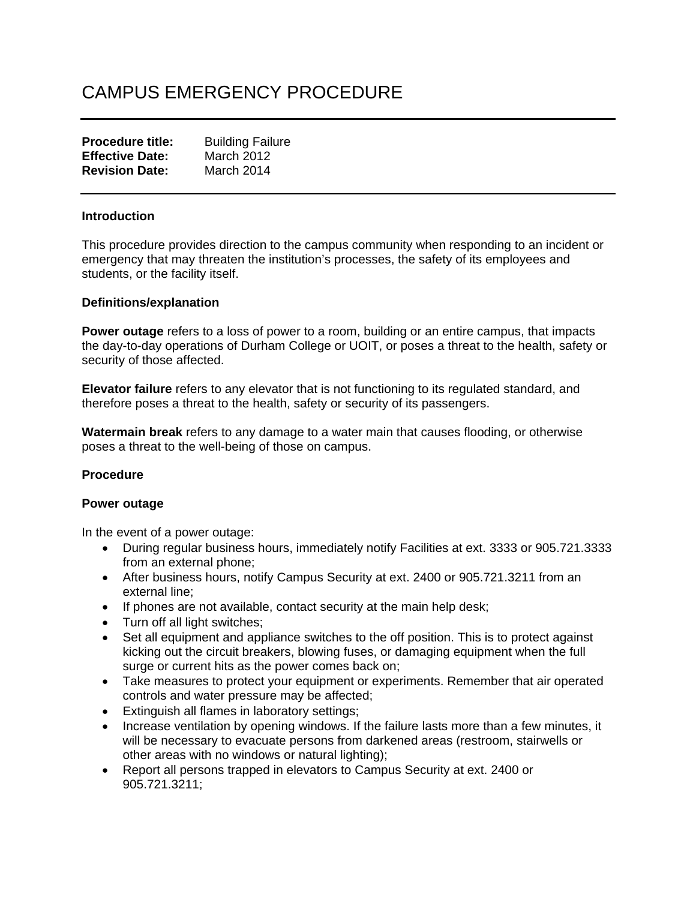# CAMPUS EMERGENCY PROCEDURE

**Procedure title:** Building Failure
**Effective Date:** March 2012
**Revision Date:** March 2014

### Introduction

This procedure provides direction to the campus community when responding to an incident or emergency that may threaten the institution's processes, the safety of its employees and students, or the facility itself.

### Definitions/explanation

**Power outage** refers to a loss of power to a room, building or an entire campus, that impacts the day-to-day operations of Durham College or UOIT, or poses a threat to the health, safety or security of those affected.

**Elevator failure** refers to any elevator that is not functioning to its regulated standard, and therefore poses a threat to the health, safety or security of its passengers.

**Watermain break** refers to any damage to a water main that causes flooding, or otherwise poses a threat to the well-being of those on campus.

### Procedure

### Power outage

In the event of a power outage:

- During regular business hours, immediately notify Facilities at ext. 3333 or 905.721.3333 from an external phone;
- After business hours, notify Campus Security at ext. 2400 or 905.721.3211 from an external line;
- If phones are not available, contact security at the main help desk;
- Turn off all light switches;
- Set all equipment and appliance switches to the off position. This is to protect against kicking out the circuit breakers, blowing fuses, or damaging equipment when the full surge or current hits as the power comes back on;
- Take measures to protect your equipment or experiments. Remember that air operated controls and water pressure may be affected;
- Extinguish all flames in laboratory settings;
- Increase ventilation by opening windows. If the failure lasts more than a few minutes, it will be necessary to evacuate persons from darkened areas (restroom, stairwells or other areas with no windows or natural lighting);
- Report all persons trapped in elevators to Campus Security at ext. 2400 or 905.721.3211;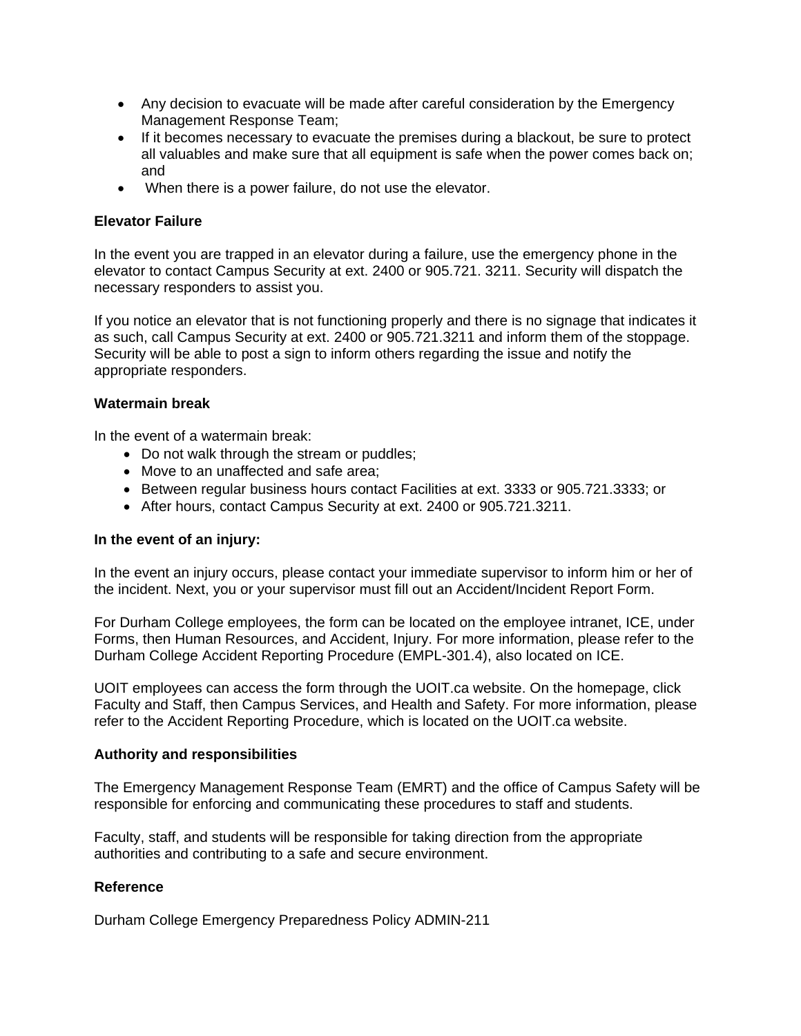- Any decision to evacuate will be made after careful consideration by the Emergency Management Response Team;
- If it becomes necessary to evacuate the premises during a blackout, be sure to protect all valuables and make sure that all equipment is safe when the power comes back on; and
- When there is a power failure, do not use the elevator.

**Elevator Failure**

In the event you are trapped in an elevator during a failure, use the emergency phone in the elevator to contact Campus Security at ext. 2400 or 905.721. 3211. Security will dispatch the necessary responders to assist you.

If you notice an elevator that is not functioning properly and there is no signage that indicates it as such, call Campus Security at ext. 2400 or 905.721.3211 and inform them of the stoppage. Security will be able to post a sign to inform others regarding the issue and notify the appropriate responders.

**Watermain break**

In the event of a watermain break:

- Do not walk through the stream or puddles;
- Move to an unaffected and safe area;
- Between regular business hours contact Facilities at ext. 3333 or 905.721.3333; or
- After hours, contact Campus Security at ext. 2400 or 905.721.3211.

**In the event of an injury:**

In the event an injury occurs, please contact your immediate supervisor to inform him or her of the incident. Next, you or your supervisor must fill out an Accident/Incident Report Form.

For Durham College employees, the form can be located on the employee intranet, ICE, under Forms, then Human Resources, and Accident, Injury. For more information, please refer to the Durham College Accident Reporting Procedure (EMPL-301.4), also located on ICE.

UOIT employees can access the form through the UOIT.ca website. On the homepage, click Faculty and Staff, then Campus Services, and Health and Safety. For more information, please refer to the Accident Reporting Procedure, which is located on the UOIT.ca website.

**Authority and responsibilities**

The Emergency Management Response Team (EMRT) and the office of Campus Safety will be responsible for enforcing and communicating these procedures to staff and students.

Faculty, staff, and students will be responsible for taking direction from the appropriate authorities and contributing to a safe and secure environment.

**Reference**

Durham College Emergency Preparedness Policy ADMIN-211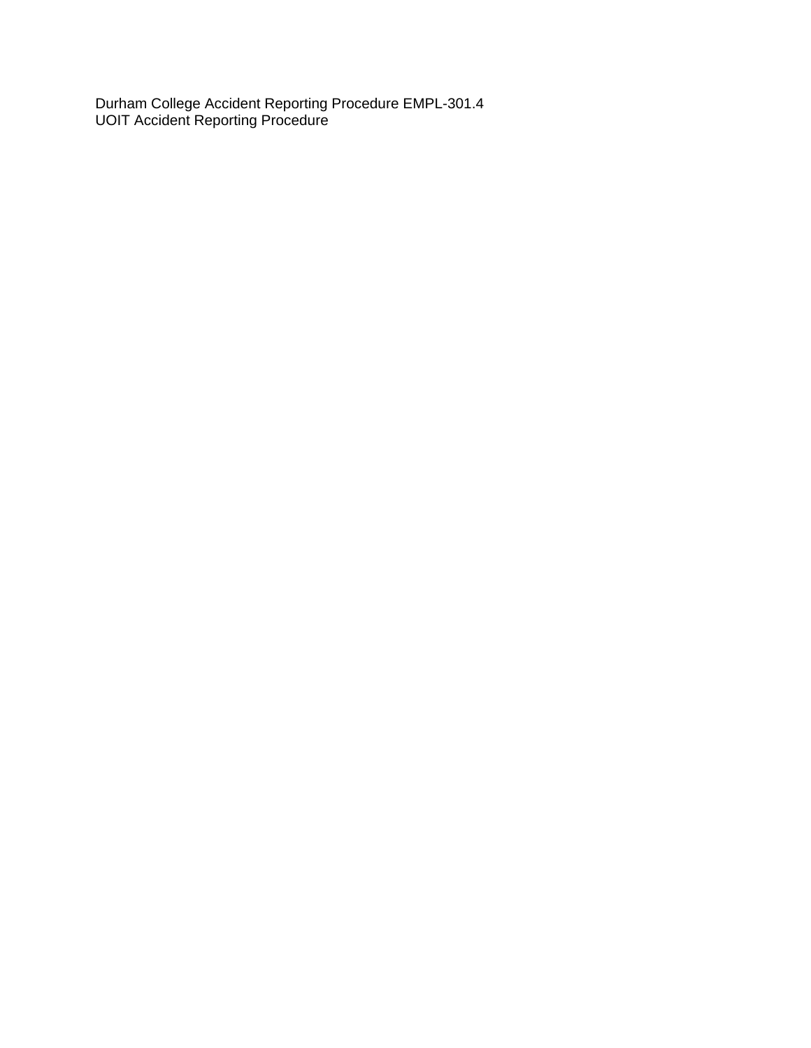Durham College Accident Reporting Procedure EMPL-301.4
UOIT Accident Reporting Procedure